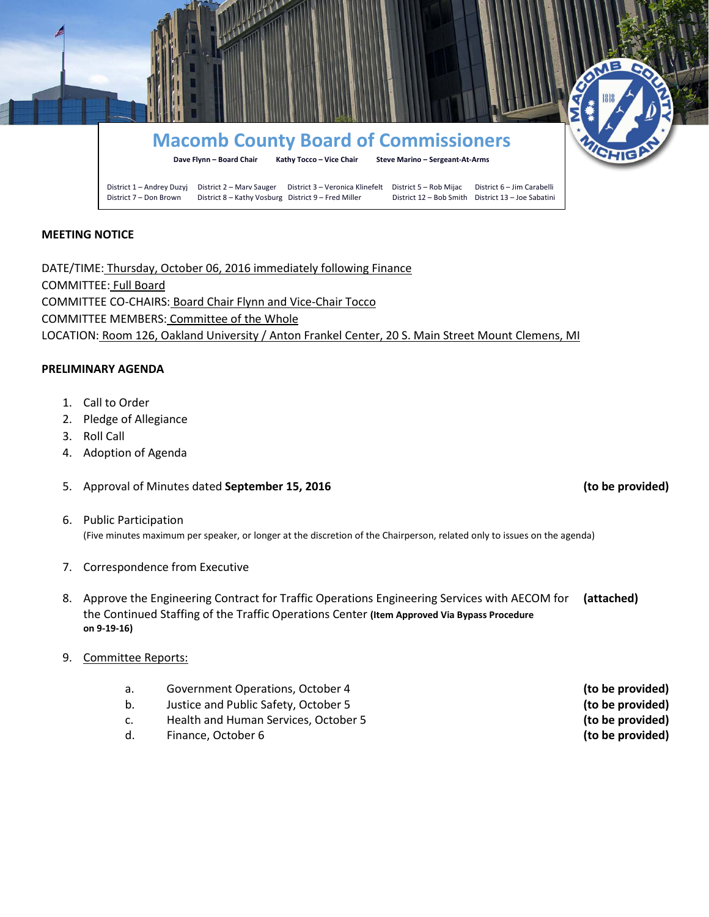# Macomb County Board of Commissioners

**Dave Flynn – Board Chair** **Kathy Tocco – Vice Chair** **Steve Marino – Sergeant-At-Arms**

District 1 – Andrey Duzyj | District 2 – Marv Sauger | District 3 – Veronica Klinefelt | District 5 – Rob Mijac | District 6 – Jim Carabelli
District 7 – Don Brown | District 8 – Kathy Vosburg | District 9 – Fred Miller | District 12 – Bob Smith | District 13 – Joe Sabatini

**MEETING NOTICE**

DATE/TIME: Thursday, October 06, 2016 immediately following Finance
COMMITTEE: Full Board
COMMITTEE CO-CHAIRS: Board Chair Flynn and Vice-Chair Tocco
COMMITTEE MEMBERS: Committee of the Whole
LOCATION: Room 126, Oakland University / Anton Frankel Center, 20 S. Main Street Mount Clemens, MI

**PRELIMINARY AGENDA**

1. Call to Order
2. Pledge of Allegiance
3. Roll Call
4. Adoption of Agenda
5. Approval of Minutes dated **September 15, 2016** **(to be provided)**
6. Public Participation
   (Five minutes maximum per speaker, or longer at the discretion of the Chairperson, related only to issues on the agenda)
7. Correspondence from Executive
8. Approve the Engineering Contract for Traffic Operations Engineering Services with AECOM for the Continued Staffing of the Traffic Operations Center **(Item Approved Via Bypass Procedure on 9-19-16)** **(attached)**
9. Committee Reports:
   a. Government Operations, October 4 **(to be provided)**
   b. Justice and Public Safety, October 5 **(to be provided)**
   c. Health and Human Services, October 5 **(to be provided)**
   d. Finance, October 6 **(to be provided)**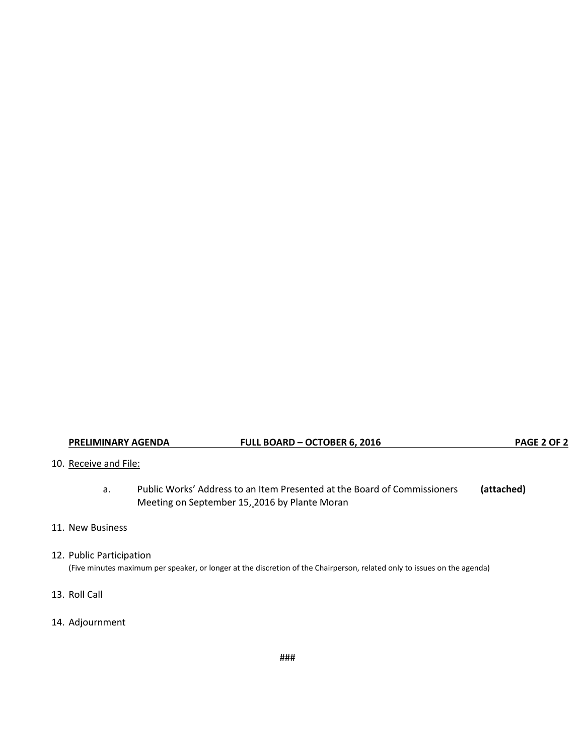10. Receive and File:

    a. Public Works' Address to an Item Presented at the Board of Commissioners Meeting on September 15, 2016 by Plante Moran **(attached)**

11. New Business

12. Public Participation
    (Five minutes maximum per speaker, or longer at the discretion of the Chairperson, related only to issues on the agenda)

13. Roll Call

14. Adjournment

###